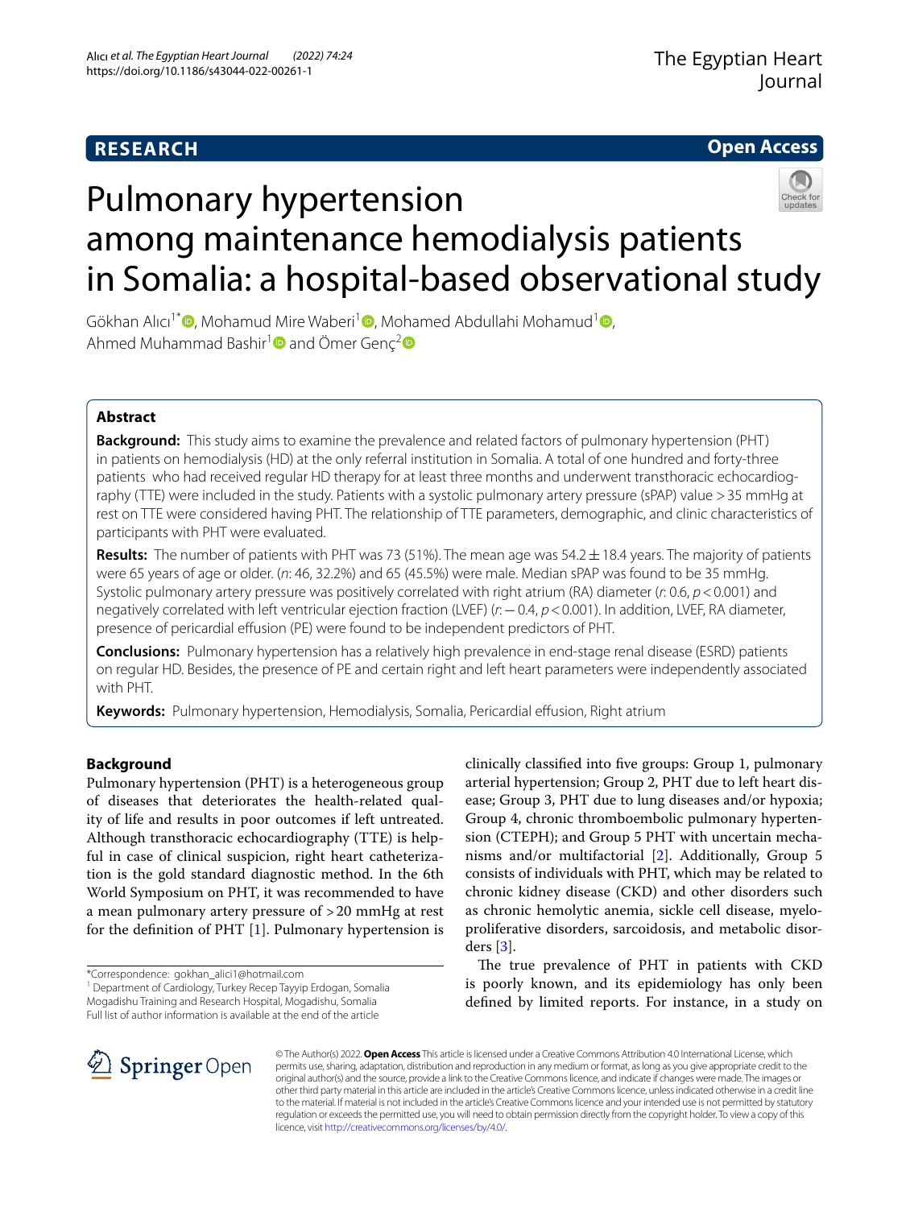**RESEARCH** **Open Access**

# Pulmonary hypertension among maintenance hemodialysis patients in Somalia: a hospital-based observational study

Gökhan Alıcı[1*], Mohamud Mire Waberi[1], Mohamed Abdullahi Mohamud[1], Ahmed Muhammad Bashir[1] and Ömer Genç[2]

## Abstract

**Background:** This study aims to examine the prevalence and related factors of pulmonary hypertension (PHT) in patients on hemodialysis (HD) at the only referral institution in Somalia. A total of one hundred and forty-three patients who had received regular HD therapy for at least three months and underwent transthoracic echocardiography (TTE) were included in the study. Patients with a systolic pulmonary artery pressure (sPAP) value > 35 mmHg at rest on TTE were considered having PHT. The relationship of TTE parameters, demographic, and clinic characteristics of participants with PHT were evaluated.

**Results:** The number of patients with PHT was 73 (51%). The mean age was 54.2 ± 18.4 years. The majority of patients were 65 years of age or older. (*n*: 46, 32.2%) and 65 (45.5%) were male. Median sPAP was found to be 35 mmHg. Systolic pulmonary artery pressure was positively correlated with right atrium (RA) diameter (*r*: 0.6, $p < 0.001$) and negatively correlated with left ventricular ejection fraction (LVEF) (*r*: −0.4, $p < 0.001$). In addition, LVEF, RA diameter, presence of pericardial effusion (PE) were found to be independent predictors of PHT.

**Conclusions:** Pulmonary hypertension has a relatively high prevalence in end-stage renal disease (ESRD) patients on regular HD. Besides, the presence of PE and certain right and left heart parameters were independently associated with PHT.

**Keywords:** Pulmonary hypertension, Hemodialysis, Somalia, Pericardial effusion, Right atrium

## Background

Pulmonary hypertension (PHT) is a heterogeneous group of diseases that deteriorates the health-related quality of life and results in poor outcomes if left untreated. Although transthoracic echocardiography (TTE) is helpful in case of clinical suspicion, right heart catheterization is the gold standard diagnostic method. In the 6th World Symposium on PHT, it was recommended to have a mean pulmonary artery pressure of > 20 mmHg at rest for the definition of PHT [1]. Pulmonary hypertension is clinically classified into five groups: Group 1, pulmonary arterial hypertension; Group 2, PHT due to left heart disease; Group 3, PHT due to lung diseases and/or hypoxia; Group 4, chronic thromboembolic pulmonary hypertension (CTEPH); and Group 5 PHT with uncertain mechanisms and/or multifactorial [2]. Additionally, Group 5 consists of individuals with PHT, which may be related to chronic kidney disease (CKD) and other disorders such as chronic hemolytic anemia, sickle cell disease, myeloproliferative disorders, sarcoidosis, and metabolic disorders [3].

The true prevalence of PHT in patients with CKD is poorly known, and its epidemiology has only been defined by limited reports. For instance, in a study on

*Correspondence: gokhan_alici1@hotmail.com
[1] Department of Cardiology, Turkey Recep Tayyip Erdogan, Somalia Mogadishu Training and Research Hospital, Mogadishu, Somalia
Full list of author information is available at the end of the article

© The Author(s) 2022. **Open Access** This article is licensed under a Creative Commons Attribution 4.0 International License, which permits use, sharing, adaptation, distribution and reproduction in any medium or format, as long as you give appropriate credit to the original author(s) and the source, provide a link to the Creative Commons licence, and indicate if changes were made. The images or other third party material in this article are included in the article's Creative Commons licence, unless indicated otherwise in a credit line to the material. If material is not included in the article's Creative Commons licence and your intended use is not permitted by statutory regulation or exceeds the permitted use, you will need to obtain permission directly from the copyright holder. To view a copy of this licence, visit http://creativecommons.org/licenses/by/4.0/.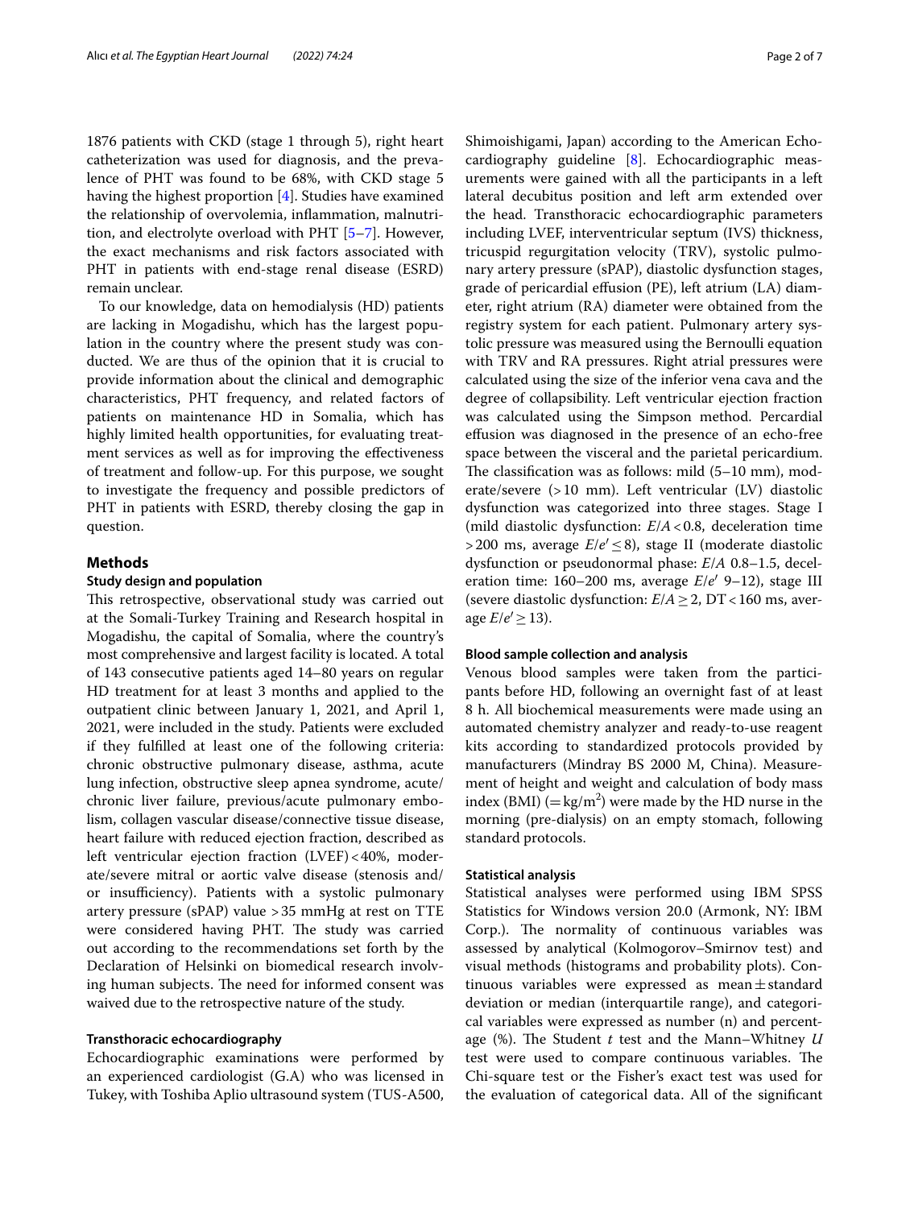1876 patients with CKD (stage 1 through 5), right heart catheterization was used for diagnosis, and the prevalence of PHT was found to be 68%, with CKD stage 5 having the highest proportion [4]. Studies have examined the relationship of overvolemia, inflammation, malnutrition, and electrolyte overload with PHT [5–7]. However, the exact mechanisms and risk factors associated with PHT in patients with end-stage renal disease (ESRD) remain unclear.

To our knowledge, data on hemodialysis (HD) patients are lacking in Mogadishu, which has the largest population in the country where the present study was conducted. We are thus of the opinion that it is crucial to provide information about the clinical and demographic characteristics, PHT frequency, and related factors of patients on maintenance HD in Somalia, which has highly limited health opportunities, for evaluating treatment services as well as for improving the effectiveness of treatment and follow-up. For this purpose, we sought to investigate the frequency and possible predictors of PHT in patients with ESRD, thereby closing the gap in question.

## Methods

### Study design and population

This retrospective, observational study was carried out at the Somali-Turkey Training and Research hospital in Mogadishu, the capital of Somalia, where the country's most comprehensive and largest facility is located. A total of 143 consecutive patients aged 14–80 years on regular HD treatment for at least 3 months and applied to the outpatient clinic between January 1, 2021, and April 1, 2021, were included in the study. Patients were excluded if they fulfilled at least one of the following criteria: chronic obstructive pulmonary disease, asthma, acute lung infection, obstructive sleep apnea syndrome, acute/chronic liver failure, previous/acute pulmonary embolism, collagen vascular disease/connective tissue disease, heart failure with reduced ejection fraction, described as left ventricular ejection fraction (LVEF) < 40%, moderate/severe mitral or aortic valve disease (stenosis and/or insufficiency). Patients with a systolic pulmonary artery pressure (sPAP) value > 35 mmHg at rest on TTE were considered having PHT. The study was carried out according to the recommendations set forth by the Declaration of Helsinki on biomedical research involving human subjects. The need for informed consent was waived due to the retrospective nature of the study.

### Transthoracic echocardiography

Echocardiographic examinations were performed by an experienced cardiologist (G.A) who was licensed in Tukey, with Toshiba Aplio ultrasound system (TUS-A500, Shimoishigami, Japan) according to the American Echocardiography guideline [8]. Echocardiographic measurements were gained with all the participants in a left lateral decubitus position and left arm extended over the head. Transthoracic echocardiographic parameters including LVEF, interventricular septum (IVS) thickness, tricuspid regurgitation velocity (TRV), systolic pulmonary artery pressure (sPAP), diastolic dysfunction stages, grade of pericardial effusion (PE), left atrium (LA) diameter, right atrium (RA) diameter were obtained from the registry system for each patient. Pulmonary artery systolic pressure was measured using the Bernoulli equation with TRV and RA pressures. Right atrial pressures were calculated using the size of the inferior vena cava and the degree of collapsibility. Left ventricular ejection fraction was calculated using the Simpson method. Percardial effusion was diagnosed in the presence of an echo-free space between the visceral and the parietal pericardium. The classification was as follows: mild (5–10 mm), moderate/severe (> 10 mm). Left ventricular (LV) diastolic dysfunction was categorized into three stages. Stage I (mild diastolic dysfunction: $E/A < 0.8$, deceleration time > 200 ms, average $E/e' \leq 8$), stage II (moderate diastolic dysfunction or pseudonormal phase: $E/A$ 0.8–1.5, deceleration time: 160–200 ms, average $E/e'$ 9–12), stage III (severe diastolic dysfunction: $E/A \geq 2$, DT < 160 ms, average $E/e' \geq 13$).

### Blood sample collection and analysis

Venous blood samples were taken from the participants before HD, following an overnight fast of at least 8 h. All biochemical measurements were made using an automated chemistry analyzer and ready-to-use reagent kits according to standardized protocols provided by manufacturers (Mindray BS 2000 M, China). Measurement of height and weight and calculation of body mass index (BMI) ($= kg/m^2$) were made by the HD nurse in the morning (pre-dialysis) on an empty stomach, following standard protocols.

### Statistical analysis

Statistical analyses were performed using IBM SPSS Statistics for Windows version 20.0 (Armonk, NY: IBM Corp.). The normality of continuous variables was assessed by analytical (Kolmogorov–Smirnov test) and visual methods (histograms and probability plots). Continuous variables were expressed as mean ± standard deviation or median (interquartile range), and categorical variables were expressed as number (n) and percentage (%). The Student *t* test and the Mann–Whitney *U* test were used to compare continuous variables. The Chi-square test or the Fisher's exact test was used for the evaluation of categorical data. All of the significant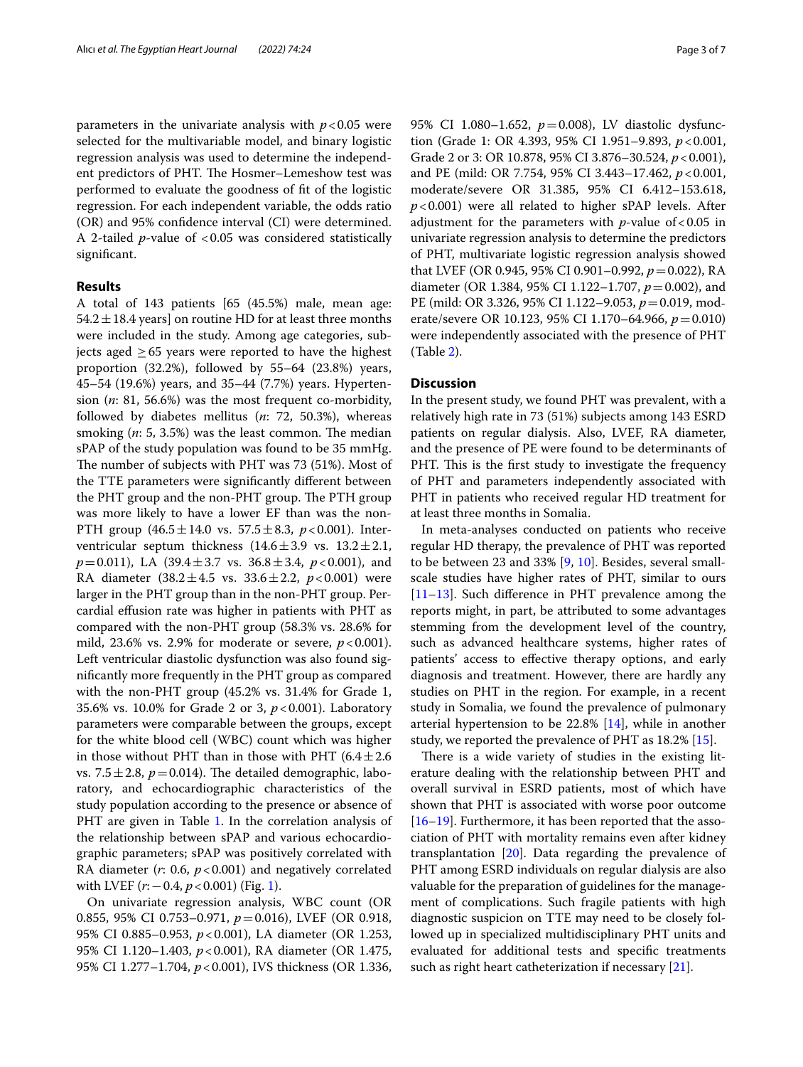parameters in the univariate analysis with $p<0.05$ were selected for the multivariable model, and binary logistic regression analysis was used to determine the independent predictors of PHT. The Hosmer–Lemeshow test was performed to evaluate the goodness of fit of the logistic regression. For each independent variable, the odds ratio (OR) and 95% confidence interval (CI) were determined. A 2-tailed $p$-value of $<0.05$ was considered statistically significant.

## Results

A total of 143 patients [65 (45.5%) male, mean age: $54.2 \pm 18.4$ years] on routine HD for at least three months were included in the study. Among age categories, subjects aged $\geq 65$ years were reported to have the highest proportion (32.2%), followed by 55–64 (23.8%) years, 45–54 (19.6%) years, and 35–44 (7.7%) years. Hypertension ($n$: 81, 56.6%) was the most frequent co-morbidity, followed by diabetes mellitus ($n$: 72, 50.3%), whereas smoking ($n$: 5, 3.5%) was the least common. The median sPAP of the study population was found to be 35 mmHg. The number of subjects with PHT was 73 (51%). Most of the TTE parameters were significantly different between the PHT group and the non-PHT group. The PTH group was more likely to have a lower EF than was the non-PTH group ($46.5 \pm 14.0$ vs. $57.5 \pm 8.3$, $p<0.001$). Interventricular septum thickness ($14.6 \pm 3.9$ vs. $13.2 \pm 2.1$, $p=0.011$), LA ($39.4 \pm 3.7$ vs. $36.8 \pm 3.4$, $p<0.001$), and RA diameter ($38.2 \pm 4.5$ vs. $33.6 \pm 2.2$, $p<0.001$) were larger in the PHT group than in the non-PHT group. Percardial effusion rate was higher in patients with PHT as compared with the non-PHT group (58.3% vs. 28.6% for mild, 23.6% vs. 2.9% for moderate or severe, $p<0.001$). Left ventricular diastolic dysfunction was also found significantly more frequently in the PHT group as compared with the non-PHT group (45.2% vs. 31.4% for Grade 1, 35.6% vs. 10.0% for Grade 2 or 3, $p<0.001$). Laboratory parameters were comparable between the groups, except for the white blood cell (WBC) count which was higher in those without PHT than in those with PHT ($6.4 \pm 2.6$ vs. $7.5 \pm 2.8$, $p=0.014$). The detailed demographic, laboratory, and echocardiographic characteristics of the study population according to the presence or absence of PHT are given in Table 1. In the correlation analysis of the relationship between sPAP and various echocardiographic parameters; sPAP was positively correlated with RA diameter ($r$: 0.6, $p<0.001$) and negatively correlated with LVEF ($r$: $-0.4$, $p<0.001$) (Fig. 1).

On univariate regression analysis, WBC count (OR 0.855, 95% CI 0.753–0.971, $p=0.016$), LVEF (OR 0.918, 95% CI 0.885–0.953, $p<0.001$), LA diameter (OR 1.253, 95% CI 1.120–1.403, $p<0.001$), RA diameter (OR 1.475, 95% CI 1.277–1.704, $p<0.001$), IVS thickness (OR 1.336, 95% CI 1.080–1.652, $p=0.008$), LV diastolic dysfunction (Grade 1: OR 4.393, 95% CI 1.951–9.893, $p<0.001$, Grade 2 or 3: OR 10.878, 95% CI 3.876–30.524, $p<0.001$), and PE (mild: OR 7.754, 95% CI 3.443–17.462, $p<0.001$, moderate/severe OR 31.385, 95% CI 6.412–153.618, $p<0.001$) were all related to higher sPAP levels. After adjustment for the parameters with $p$-value of $<0.05$ in univariate regression analysis to determine the predictors of PHT, multivariate logistic regression analysis showed that LVEF (OR 0.945, 95% CI 0.901–0.992, $p=0.022$), RA diameter (OR 1.384, 95% CI 1.122–1.707, $p=0.002$), and PE (mild: OR 3.326, 95% CI 1.122–9.053, $p=0.019$, moderate/severe OR 10.123, 95% CI 1.170–64.966, $p=0.010$) were independently associated with the presence of PHT (Table 2).

## Discussion

In the present study, we found PHT was prevalent, with a relatively high rate in 73 (51%) subjects among 143 ESRD patients on regular dialysis. Also, LVEF, RA diameter, and the presence of PE were found to be determinants of PHT. This is the first study to investigate the frequency of PHT and parameters independently associated with PHT in patients who received regular HD treatment for at least three months in Somalia.

In meta-analyses conducted on patients who receive regular HD therapy, the prevalence of PHT was reported to be between 23 and 33% [9, 10]. Besides, several small-scale studies have higher rates of PHT, similar to ours [11–13]. Such difference in PHT prevalence among the reports might, in part, be attributed to some advantages stemming from the development level of the country, such as advanced healthcare systems, higher rates of patients' access to effective therapy options, and early diagnosis and treatment. However, there are hardly any studies on PHT in the region. For example, in a recent study in Somalia, we found the prevalence of pulmonary arterial hypertension to be 22.8% [14], while in another study, we reported the prevalence of PHT as 18.2% [15].

There is a wide variety of studies in the existing literature dealing with the relationship between PHT and overall survival in ESRD patients, most of which have shown that PHT is associated with worse poor outcome [16–19]. Furthermore, it has been reported that the association of PHT with mortality remains even after kidney transplantation [20]. Data regarding the prevalence of PHT among ESRD individuals on regular dialysis are also valuable for the preparation of guidelines for the management of complications. Such fragile patients with high diagnostic suspicion on TTE may need to be closely followed up in specialized multidisciplinary PHT units and evaluated for additional tests and specific treatments such as right heart catheterization if necessary [21].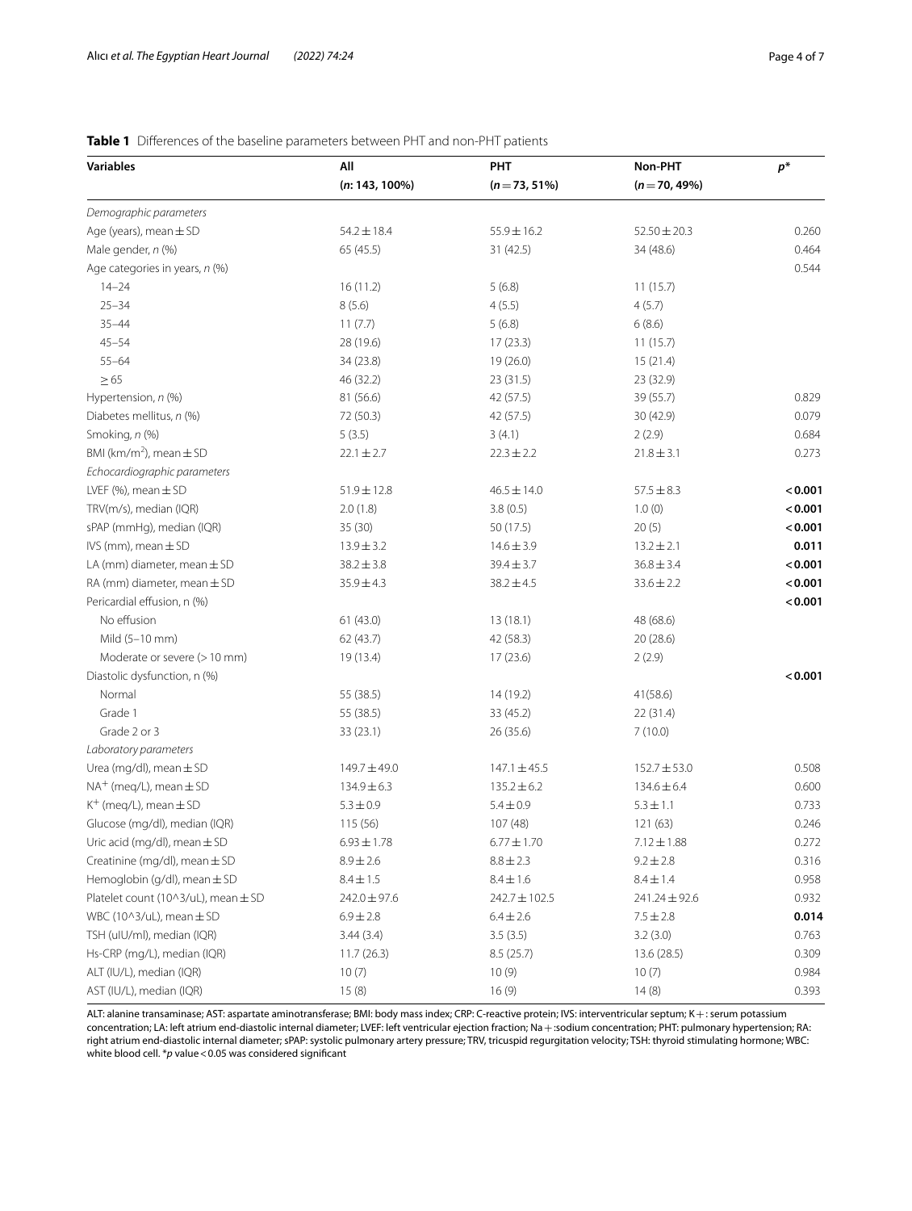**Table 1** Differences of the baseline parameters between PHT and non-PHT patients

| Variables | All (*n*: 143, 100%) | PHT (*n* = 73, 51%) | Non-PHT (*n* = 70, 49%) | *p*\* |
|---|---|---|---|---|
| *Demographic parameters* | | | | |
| Age (years), mean ± SD | 54.2 ± 18.4 | 55.9 ± 16.2 | 52.50 ± 20.3 | 0.260 |
| Male gender, *n* (%) | 65 (45.5) | 31 (42.5) | 34 (48.6) | 0.464 |
| Age categories in years, *n* (%) | | | | 0.544 |
| 14–24 | 16 (11.2) | 5 (6.8) | 11 (15.7) | |
| 25–34 | 8 (5.6) | 4 (5.5) | 4 (5.7) | |
| 35–44 | 11 (7.7) | 5 (6.8) | 6 (8.6) | |
| 45–54 | 28 (19.6) | 17 (23.3) | 11 (15.7) | |
| 55–64 | 34 (23.8) | 19 (26.0) | 15 (21.4) | |
| ≥ 65 | 46 (32.2) | 23 (31.5) | 23 (32.9) | |
| Hypertension, *n* (%) | 81 (56.6) | 42 (57.5) | 39 (55.7) | 0.829 |
| Diabetes mellitus, *n* (%) | 72 (50.3) | 42 (57.5) | 30 (42.9) | 0.079 |
| Smoking, *n* (%) | 5 (3.5) | 3 (4.1) | 2 (2.9) | 0.684 |
| BMI (km/$m^2$), mean ± SD | 22.1 ± 2.7 | 22.3 ± 2.2 | 21.8 ± 3.1 | 0.273 |
| *Echocardiographic parameters* | | | | |
| LVEF (%), mean ± SD | 51.9 ± 12.8 | 46.5 ± 14.0 | 57.5 ± 8.3 | **< 0.001** |
| TRV(m/s), median (IQR) | 2.0 (1.8) | 3.8 (0.5) | 1.0 (0) | **< 0.001** |
| sPAP (mmHg), median (IQR) | 35 (30) | 50 (17.5) | 20 (5) | **< 0.001** |
| IVS (mm), mean ± SD | 13.9 ± 3.2 | 14.6 ± 3.9 | 13.2 ± 2.1 | **0.011** |
| LA (mm) diameter, mean ± SD | 38.2 ± 3.8 | 39.4 ± 3.7 | 36.8 ± 3.4 | **< 0.001** |
| RA (mm) diameter, mean ± SD | 35.9 ± 4.3 | 38.2 ± 4.5 | 33.6 ± 2.2 | **< 0.001** |
| Pericardial effusion, n (%) | | | | **< 0.001** |
| No effusion | 61 (43.0) | 13 (18.1) | 48 (68.6) | |
| Mild (5–10 mm) | 62 (43.7) | 42 (58.3) | 20 (28.6) | |
| Moderate or severe (> 10 mm) | 19 (13.4) | 17 (23.6) | 2 (2.9) | |
| Diastolic dysfunction, n (%) | | | | **< 0.001** |
| Normal | 55 (38.5) | 14 (19.2) | 41(58.6) | |
| Grade 1 | 55 (38.5) | 33 (45.2) | 22 (31.4) | |
| Grade 2 or 3 | 33 (23.1) | 26 (35.6) | 7 (10.0) | |
| *Laboratory parameters* | | | | |
| Urea (mg/dl), mean ± SD | 149.7 ± 49.0 | 147.1 ± 45.5 | 152.7 ± 53.0 | 0.508 |
| $NA^+$ (meq/L), mean ± SD | 134.9 ± 6.3 | 135.2 ± 6.2 | 134.6 ± 6.4 | 0.600 |
| $K^+$ (meq/L), mean ± SD | 5.3 ± 0.9 | 5.4 ± 0.9 | 5.3 ± 1.1 | 0.733 |
| Glucose (mg/dl), median (IQR) | 115 (56) | 107 (48) | 121 (63) | 0.246 |
| Uric acid (mg/dl), mean ± SD | 6.93 ± 1.78 | 6.77 ± 1.70 | 7.12 ± 1.88 | 0.272 |
| Creatinine (mg/dl), mean ± SD | 8.9 ± 2.6 | 8.8 ± 2.3 | 9.2 ± 2.8 | 0.316 |
| Hemoglobin (g/dl), mean ± SD | 8.4 ± 1.5 | 8.4 ± 1.6 | 8.4 ± 1.4 | 0.958 |
| Platelet count (10^3/uL), mean ± SD | 242.0 ± 97.6 | 242.7 ± 102.5 | 241.24 ± 92.6 | 0.932 |
| WBC (10^3/uL), mean ± SD | 6.9 ± 2.8 | 6.4 ± 2.6 | 7.5 ± 2.8 | **0.014** |
| TSH (uIU/ml), median (IQR) | 3.44 (3.4) | 3.5 (3.5) | 3.2 (3.0) | 0.763 |
| Hs-CRP (mg/L), median (IQR) | 11.7 (26.3) | 8.5 (25.7) | 13.6 (28.5) | 0.309 |
| ALT (IU/L), median (IQR) | 10 (7) | 10 (9) | 10 (7) | 0.984 |
| AST (IU/L), median (IQR) | 15 (8) | 16 (9) | 14 (8) | 0.393 |

ALT: alanine transaminase; AST: aspartate aminotransferase; BMI: body mass index; CRP: C-reactive protein; IVS: interventricular septum; K+ : serum potassium concentration; LA: left atrium end-diastolic internal diameter; LVEF: left ventricular ejection fraction; Na+ :sodium concentration; PHT: pulmonary hypertension; RA: right atrium end-diastolic internal diameter; sPAP: systolic pulmonary artery pressure; TRV, tricuspid regurgitation velocity; TSH: thyroid stimulating hormone; WBC: white blood cell. \**p* value < 0.05 was considered significant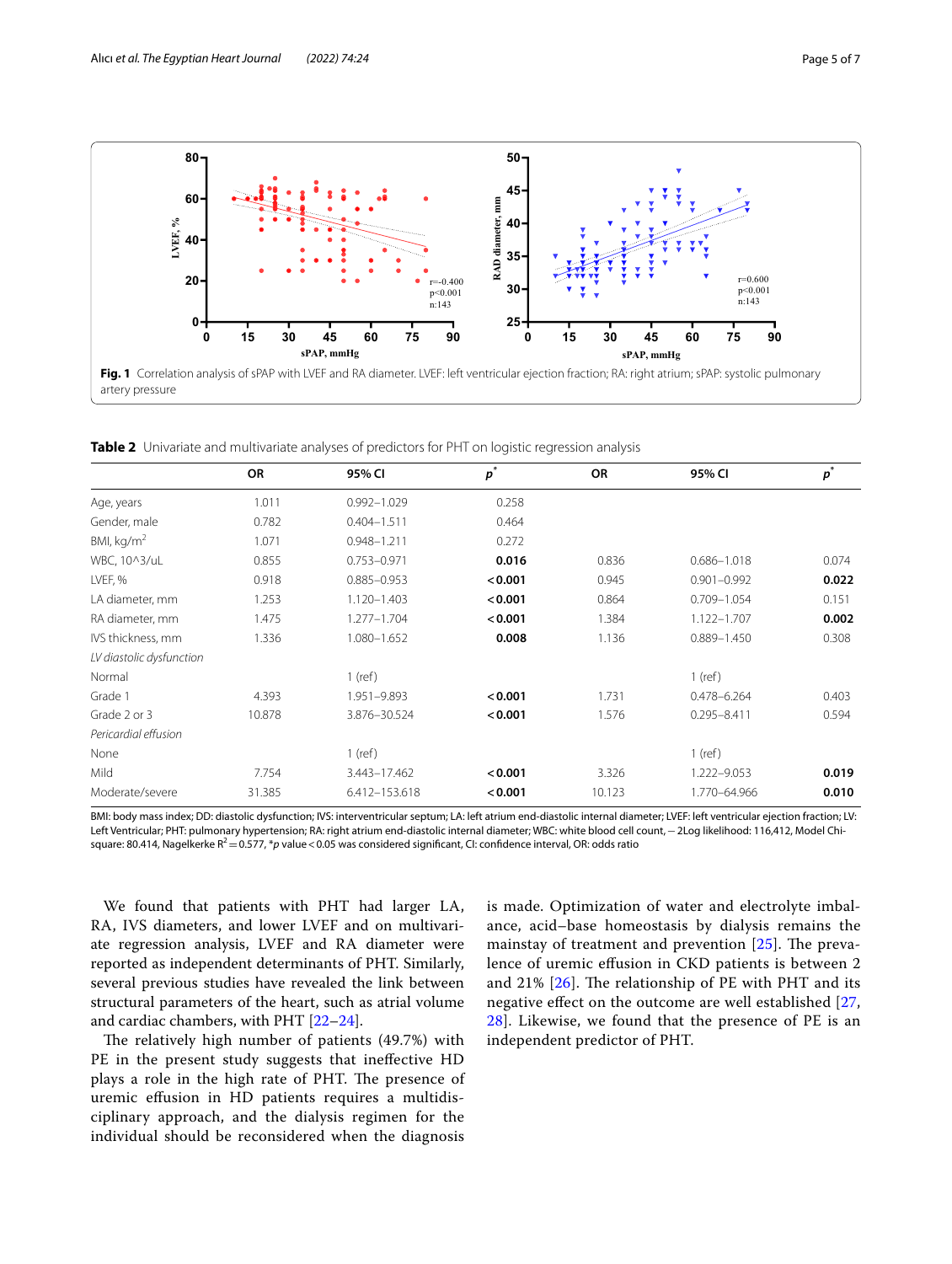**Fig. 1** Correlation analysis of sPAP with LVEF and RA diameter. LVEF: left ventricular ejection fraction; RA: right atrium; sPAP: systolic pulmonary artery pressure

**Table 2** Univariate and multivariate analyses of predictors for PHT on logistic regression analysis

| | OR | 95% CI | $p^*$ | OR | 95% CI | $p^*$ |
|---|---|---|---|---|---|---|
| Age, years | 1.011 | 0.992–1.029 | 0.258 | | | |
| Gender, male | 0.782 | 0.404–1.511 | 0.464 | | | |
| BMI, kg/m$^2$ | 1.071 | 0.948–1.211 | 0.272 | | | |
| WBC, 10^3/uL | 0.855 | 0.753–0.971 | **0.016** | 0.836 | 0.686–1.018 | 0.074 |
| LVEF, % | 0.918 | 0.885–0.953 | **<0.001** | 0.945 | 0.901–0.992 | **0.022** |
| LA diameter, mm | 1.253 | 1.120–1.403 | **<0.001** | 0.864 | 0.709–1.054 | 0.151 |
| RA diameter, mm | 1.475 | 1.277–1.704 | **<0.001** | 1.384 | 1.122–1.707 | **0.002** |
| IVS thickness, mm | 1.336 | 1.080–1.652 | **0.008** | 1.136 | 0.889–1.450 | 0.308 |
| *LV diastolic dysfunction* | | | | | | |
| Normal | | 1 (ref) | | | 1 (ref) | |
| Grade 1 | 4.393 | 1.951–9.893 | **<0.001** | 1.731 | 0.478–6.264 | 0.403 |
| Grade 2 or 3 | 10.878 | 3.876–30.524 | **<0.001** | 1.576 | 0.295–8.411 | 0.594 |
| *Pericardial effusion* | | | | | | |
| None | | 1 (ref) | | | 1 (ref) | |
| Mild | 7.754 | 3.443–17.462 | **<0.001** | 3.326 | 1.222–9.053 | **0.019** |
| Moderate/severe | 31.385 | 6.412–153.618 | **<0.001** | 10.123 | 1.770–64.966 | **0.010** |

BMI: body mass index; DD: diastolic dysfunction; IVS: interventricular septum; LA: left atrium end-diastolic internal diameter; LVEF: left ventricular ejection fraction; LV: Left Ventricular; PHT: pulmonary hypertension; RA: right atrium end-diastolic internal diameter; WBC: white blood cell count, −2Log likelihood: 116,412, Model Chi-square: 80.414, Nagelkerke $R^2 = 0.577$, \*$p$ value < 0.05 was considered significant, CI: confidence interval, OR: odds ratio

We found that patients with PHT had larger LA, RA, IVS diameters, and lower LVEF and on multivariate regression analysis, LVEF and RA diameter were reported as independent determinants of PHT. Similarly, several previous studies have revealed the link between structural parameters of the heart, such as atrial volume and cardiac chambers, with PHT [22–24].

The relatively high number of patients (49.7%) with PE in the present study suggests that ineffective HD plays a role in the high rate of PHT. The presence of uremic effusion in HD patients requires a multidisciplinary approach, and the dialysis regimen for the individual should be reconsidered when the diagnosis is made. Optimization of water and electrolyte imbalance, acid–base homeostasis by dialysis remains the mainstay of treatment and prevention [25]. The prevalence of uremic effusion in CKD patients is between 2 and 21% [26]. The relationship of PE with PHT and its negative effect on the outcome are well established [27, 28]. Likewise, we found that the presence of PE is an independent predictor of PHT.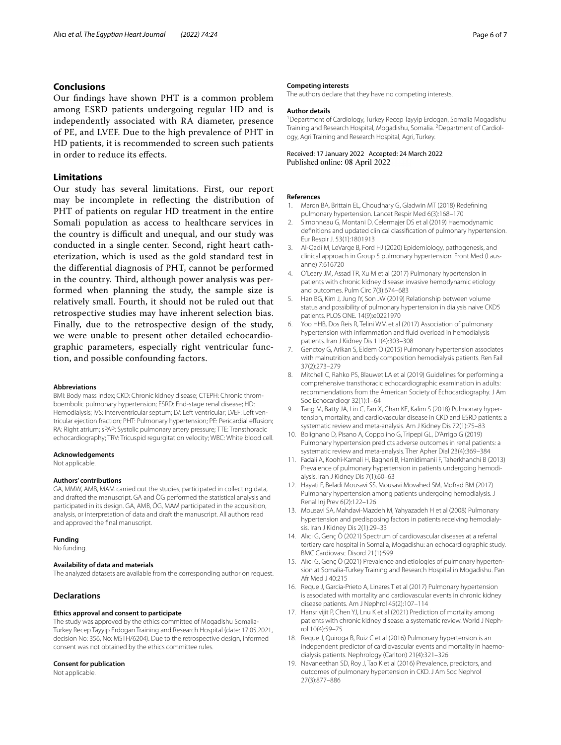## Conclusions

Our findings have shown PHT is a common problem among ESRD patients undergoing regular HD and is independently associated with RA diameter, presence of PE, and LVEF. Due to the high prevalence of PHT in HD patients, it is recommended to screen such patients in order to reduce its effects.

## Limitations

Our study has several limitations. First, our report may be incomplete in reflecting the distribution of PHT of patients on regular HD treatment in the entire Somali population as access to healthcare services in the country is difficult and unequal, and our study was conducted in a single center. Second, right heart catheterization, which is used as the gold standard test in the differential diagnosis of PHT, cannot be performed in the country. Third, although power analysis was performed when planning the study, the sample size is relatively small. Fourth, it should not be ruled out that retrospective studies may have inherent selection bias. Finally, due to the retrospective design of the study, we were unable to present other detailed echocardiographic parameters, especially right ventricular function, and possible confounding factors.

#### Abbreviations

BMI: Body mass index; CKD: Chronic kidney disease; CTEPH: Chronic thromboembolic pulmonary hypertension; ESRD: End-stage renal disease; HD: Hemodialysis; IVS: Interventricular septum; LV: Left ventricular; LVEF: Left ventricular ejection fraction; PHT: Pulmonary hypertension; PE: Pericardial effusion; RA: Right atrium; sPAP: Systolic pulmonary artery pressure; TTE: Transthoracic echocardiography; TRV: Tricuspid regurgitation velocity; WBC: White blood cell.

#### Acknowledgements

Not applicable.

#### Authors' contributions

GA, MMW, AMB, MAM carried out the studies, participated in collecting data, and drafted the manuscript. GA and ÖG performed the statistical analysis and participated in its design. GA, AMB, ÖG, MAM participated in the acquisition, analysis, or interpretation of data and draft the manuscript. All authors read and approved the final manuscript.

#### Funding

No funding.

#### Availability of data and materials

The analyzed datasets are available from the corresponding author on request.

### Declarations

#### Ethics approval and consent to participate

The study was approved by the ethics committee of Mogadishu Somalia-Turkey Recep Tayyip Erdogan Training and Research Hospital (date: 17.05.2021, decision No: 356, No: MSTH/6204). Due to the retrospective design, informed consent was not obtained by the ethics committee rules.

#### Consent for publication

Not applicable.

#### Competing interests

The authors declare that they have no competing interests.

#### Author details

[1]Department of Cardiology, Turkey Recep Tayyip Erdogan, Somalia Mogadishu Training and Research Hospital, Mogadishu, Somalia. [2]Department of Cardiology, Agri Training and Research Hospital, Agri, Turkey.

Received: 17 January 2022 Accepted: 24 March 2022
Published online: 08 April 2022

#### References

1. Maron BA, Brittain EL, Choudhary G, Gladwin MT (2018) Redefining pulmonary hypertension. Lancet Respir Med 6(3):168–170
2. Simonneau G, Montani D, Celermajer DS et al (2019) Haemodynamic definitions and updated clinical classification of pulmonary hypertension. Eur Respir J. 53(1):1801913
3. Al-Qadi M, LeVarge B, Ford HJ (2020) Epidemiology, pathogenesis, and clinical approach in Group 5 pulmonary hypertension. Front Med (Lausanne) 7:616720
4. O'Leary JM, Assad TR, Xu M et al (2017) Pulmonary hypertension in patients with chronic kidney disease: invasive hemodynamic etiology and outcomes. Pulm Circ 7(3):674–683
5. Han BG, Kim J, Jung IY, Son JW (2019) Relationship between volume status and possibility of pulmonary hypertension in dialysis naive CKD5 patients. PLOS ONE. 14(9):e0221970
6. Yoo HHB, Dos Reis R, Telini WM et al (2017) Association of pulmonary hypertension with inflammation and fluid overload in hemodialysis patients. Iran J Kidney Dis 11(4):303–308
7. Genctoy G, Arikan S, Eldem O (2015) Pulmonary hypertension associates with malnutrition and body composition hemodialysis patients. Ren Fail 37(2):273–279
8. Mitchell C, Rahko PS, Blauwet LA et al (2019) Guidelines for performing a comprehensive transthoracic echocardiographic examination in adults: recommendations from the American Society of Echocardiography. J Am Soc Echocardiogr 32(1):1–64
9. Tang M, Batty JA, Lin C, Fan X, Chan KE, Kalim S (2018) Pulmonary hypertension, mortality, and cardiovascular disease in CKD and ESRD patients: a systematic review and meta-analysis. Am J Kidney Dis 72(1):75–83
10. Bolignano D, Pisano A, Coppolino G, Tripepi GL, D'Arrigo G (2019) Pulmonary hypertension predicts adverse outcomes in renal patients: a systematic review and meta-analysis. Ther Apher Dial 23(4):369–384
11. Fadaii A, Koohi-Kamali H, Bagheri B, Hamidimanii F, Taherkhanchi B (2013) Prevalence of pulmonary hypertension in patients undergoing hemodialysis. Iran J Kidney Dis 7(1):60–63
12. Hayati F, Beladi Mousavi SS, Mousavi Movahed SM, Mofrad BM (2017) Pulmonary hypertension among patients undergoing hemodialysis. J Renal Inj Prev 6(2):122–126
13. Mousavi SA, Mahdavi-Mazdeh M, Yahyazadeh H et al (2008) Pulmonary hypertension and predisposing factors in patients receiving hemodialysis. Iran J Kidney Dis 2(1):29–33
14. Alıcı G, Genç Ö (2021) Spectrum of cardiovascular diseases at a referral tertiary care hospital in Somalia, Mogadishu: an echocardiographic study. BMC Cardiovasc Disord 21(1):599
15. Alıcı G, Genç Ö (2021) Prevalence and etiologies of pulmonary hypertension at Somalia-Turkey Training and Research Hospital in Mogadishu. Pan Afr Med J 40:215
16. Reque J, Garcia-Prieto A, Linares T et al (2017) Pulmonary hypertension is associated with mortality and cardiovascular events in chronic kidney disease patients. Am J Nephrol 45(2):107–114
17. Hansrivijit P, Chen YJ, Lnu K et al (2021) Prediction of mortality among patients with chronic kidney disease: a systematic review. World J Nephrol 10(4):59–75
18. Reque J, Quiroga B, Ruiz C et al (2016) Pulmonary hypertension is an independent predictor of cardiovascular events and mortality in haemodialysis patients. Nephrology (Carlton) 21(4):321–326
19. Navaneethan SD, Roy J, Tao K et al (2016) Prevalence, predictors, and outcomes of pulmonary hypertension in CKD. J Am Soc Nephrol 27(3):877–886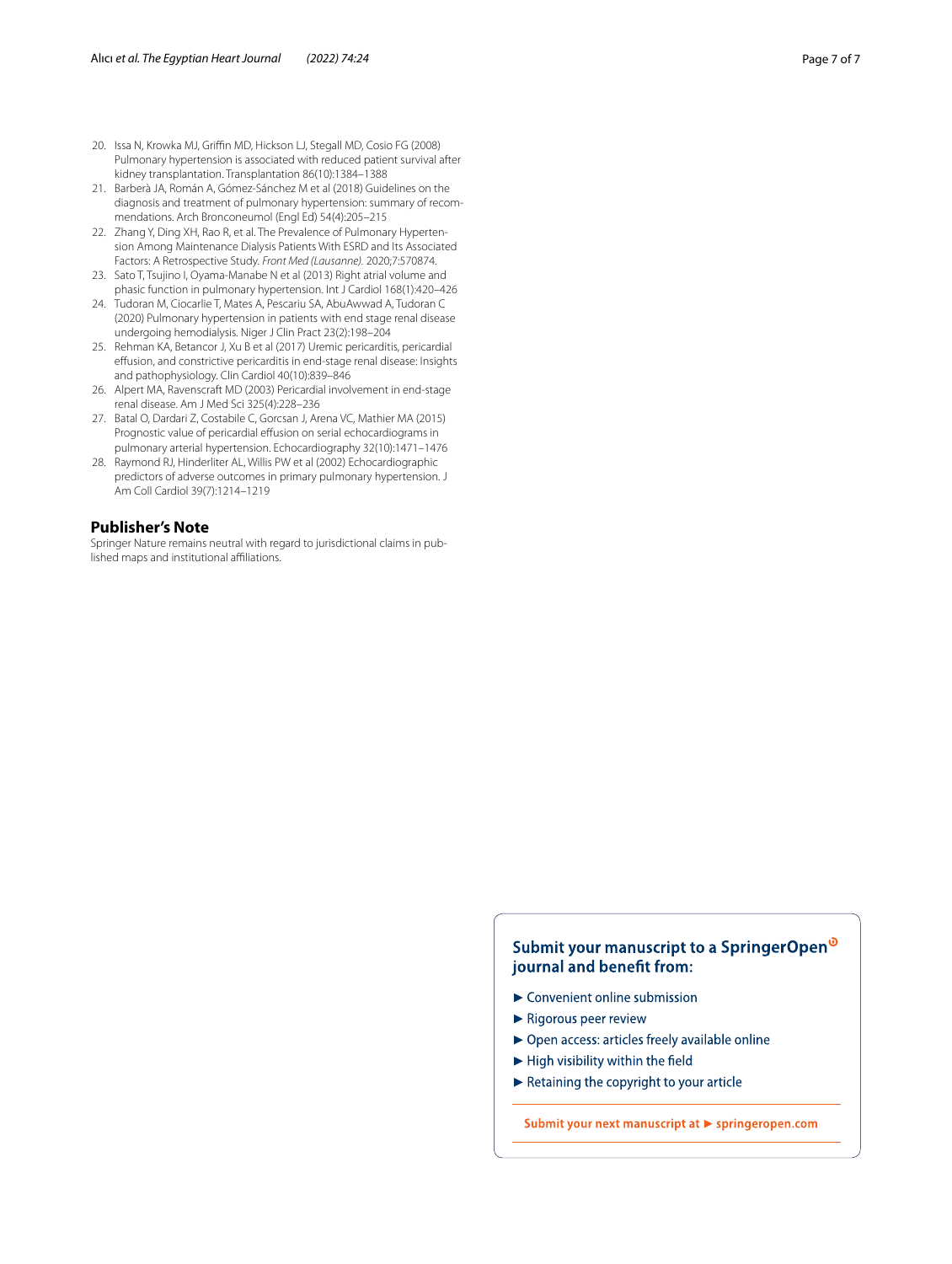20. Issa N, Krowka MJ, Griffin MD, Hickson LJ, Stegall MD, Cosio FG (2008) Pulmonary hypertension is associated with reduced patient survival after kidney transplantation. Transplantation 86(10):1384–1388
21. Barberà JA, Román A, Gómez-Sánchez M et al (2018) Guidelines on the diagnosis and treatment of pulmonary hypertension: summary of recommendations. Arch Bronconeumol (Engl Ed) 54(4):205–215
22. Zhang Y, Ding XH, Rao R, et al. The Prevalence of Pulmonary Hypertension Among Maintenance Dialysis Patients With ESRD and Its Associated Factors: A Retrospective Study. *Front Med (Lausanne).* 2020;7:570874.
23. Sato T, Tsujino I, Oyama-Manabe N et al (2013) Right atrial volume and phasic function in pulmonary hypertension. Int J Cardiol 168(1):420–426
24. Tudoran M, Ciocarlie T, Mates A, Pescariu SA, AbuAwwad A, Tudoran C (2020) Pulmonary hypertension in patients with end stage renal disease undergoing hemodialysis. Niger J Clin Pract 23(2):198–204
25. Rehman KA, Betancor J, Xu B et al (2017) Uremic pericarditis, pericardial effusion, and constrictive pericarditis in end-stage renal disease: Insights and pathophysiology. Clin Cardiol 40(10):839–846
26. Alpert MA, Ravenscraft MD (2003) Pericardial involvement in end-stage renal disease. Am J Med Sci 325(4):228–236
27. Batal O, Dardari Z, Costabile C, Gorcsan J, Arena VC, Mathier MA (2015) Prognostic value of pericardial effusion on serial echocardiograms in pulmonary arterial hypertension. Echocardiography 32(10):1471–1476
28. Raymond RJ, Hinderliter AL, Willis PW et al (2002) Echocardiographic predictors of adverse outcomes in primary pulmonary hypertension. J Am Coll Cardiol 39(7):1214–1219

## Publisher's Note

Springer Nature remains neutral with regard to jurisdictional claims in published maps and institutional affiliations.

**Submit your manuscript to a SpringerOpen journal and benefit from:**

- Convenient online submission
- Rigorous peer review
- Open access: articles freely available online
- High visibility within the field
- Retaining the copyright to your article

**Submit your next manuscript at ▶ springeropen.com**